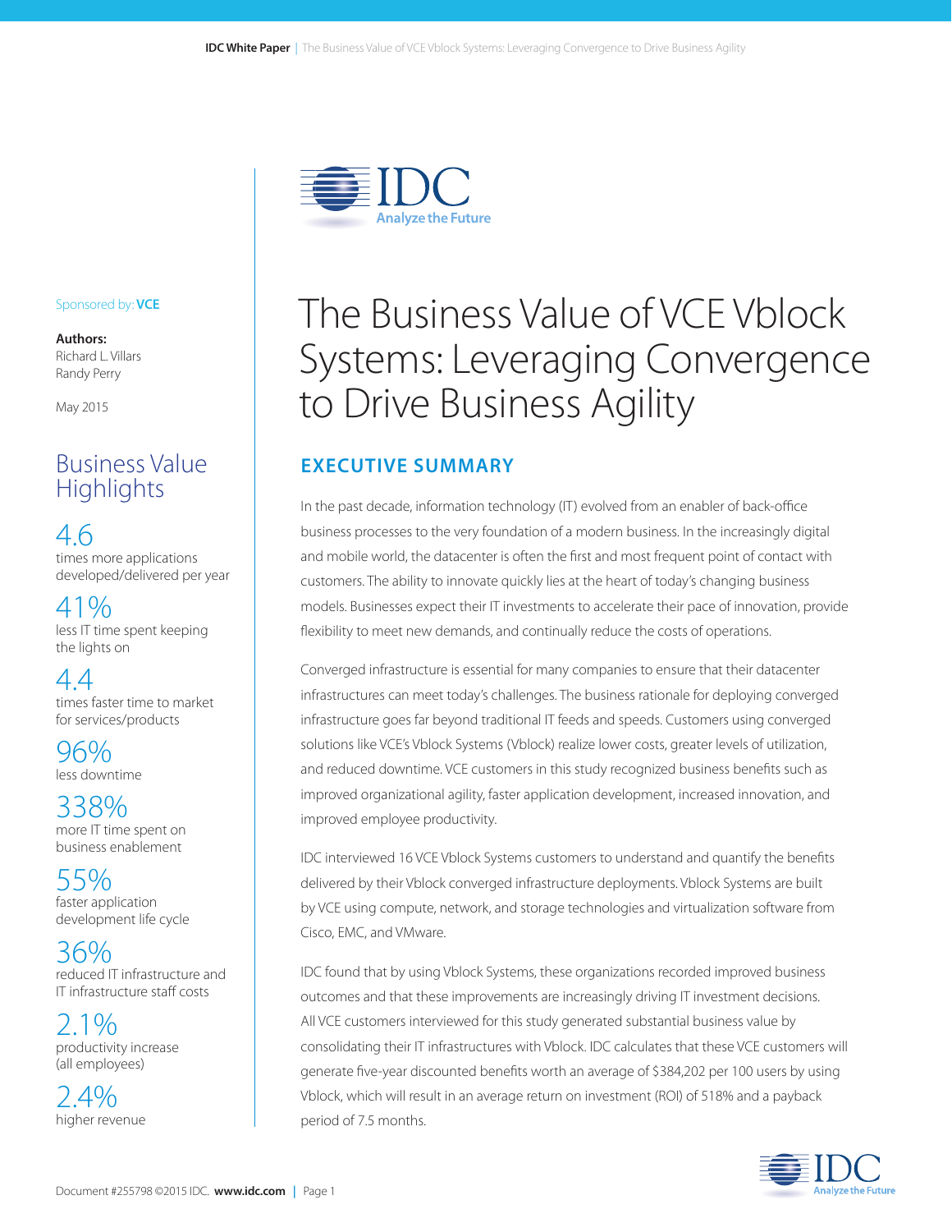# The Business Value of VCE Vblock Systems: Leveraging Convergence to Drive Business Agility

Sponsored by: **VCE**

**Authors:**
Richard L. Villars
Randy Perry

May 2015

## Business Value Highlights

**4.6**
times more applications developed/delivered per year

**41%**
less IT time spent keeping the lights on

**4.4**
times faster time to market for services/products

**96%**
less downtime

**338%**
more IT time spent on business enablement

**55%**
faster application development life cycle

**36%**
reduced IT infrastructure and IT infrastructure staff costs

**2.1%**
productivity increase (all employees)

**2.4%**
higher revenue

## EXECUTIVE SUMMARY

In the past decade, information technology (IT) evolved from an enabler of back-office business processes to the very foundation of a modern business. In the increasingly digital and mobile world, the datacenter is often the first and most frequent point of contact with customers. The ability to innovate quickly lies at the heart of today's changing business models. Businesses expect their IT investments to accelerate their pace of innovation, provide flexibility to meet new demands, and continually reduce the costs of operations.

Converged infrastructure is essential for many companies to ensure that their datacenter infrastructures can meet today's challenges. The business rationale for deploying converged infrastructure goes far beyond traditional IT feeds and speeds. Customers using converged solutions like VCE's Vblock Systems (Vblock) realize lower costs, greater levels of utilization, and reduced downtime. VCE customers in this study recognized business benefits such as improved organizational agility, faster application development, increased innovation, and improved employee productivity.

IDC interviewed 16 VCE Vblock Systems customers to understand and quantify the benefits delivered by their Vblock converged infrastructure deployments. Vblock Systems are built by VCE using compute, network, and storage technologies and virtualization software from Cisco, EMC, and VMware.

IDC found that by using Vblock Systems, these organizations recorded improved business outcomes and that these improvements are increasingly driving IT investment decisions. All VCE customers interviewed for this study generated substantial business value by consolidating their IT infrastructures with Vblock. IDC calculates that these VCE customers will generate five-year discounted benefits worth an average of $384,202 per 100 users by using Vblock, which will result in an average return on investment (ROI) of 518% and a payback period of 7.5 months.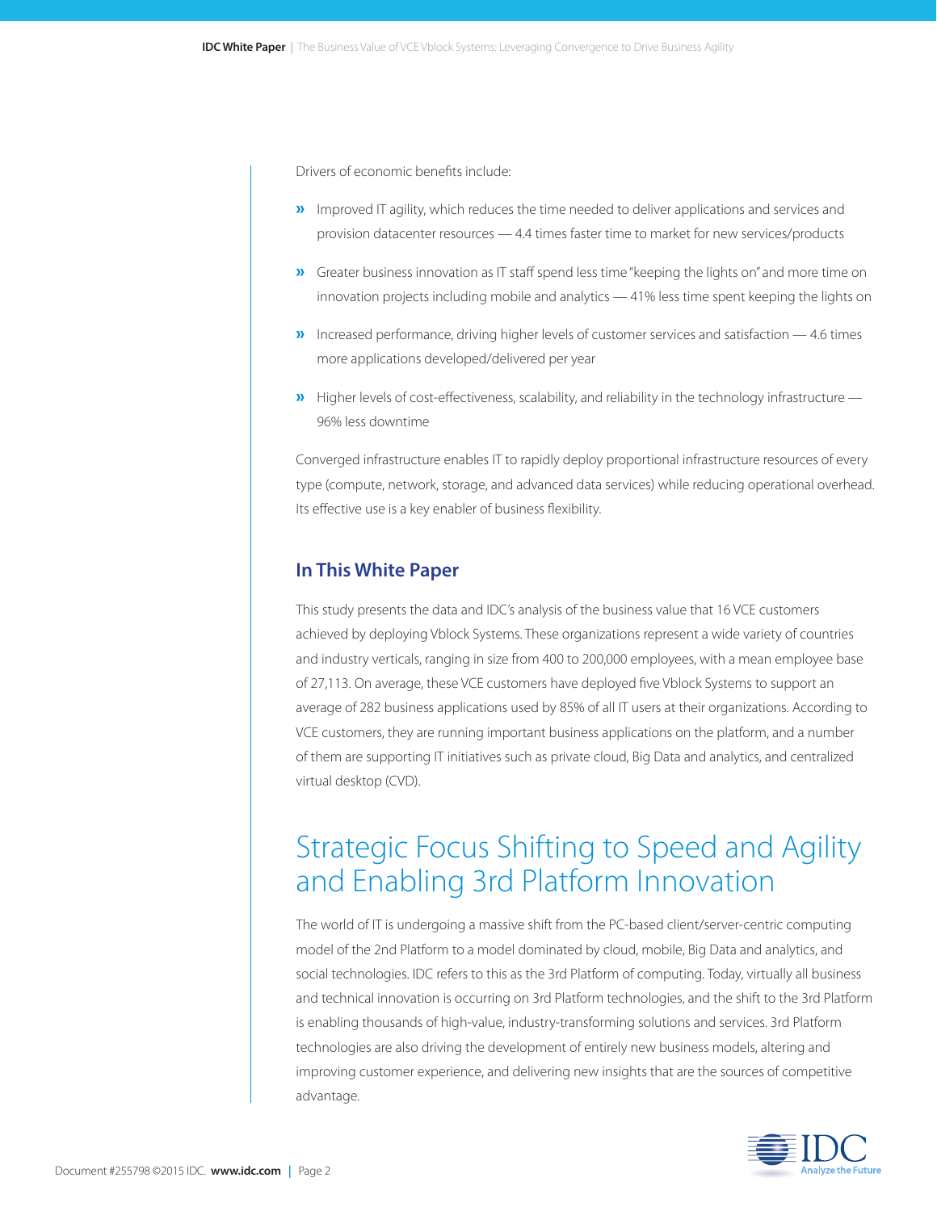Drivers of economic benefits include:

- Improved IT agility, which reduces the time needed to deliver applications and services and provision datacenter resources — 4.4 times faster time to market for new services/products
- Greater business innovation as IT staff spend less time "keeping the lights on" and more time on innovation projects including mobile and analytics — 41% less time spent keeping the lights on
- Increased performance, driving higher levels of customer services and satisfaction — 4.6 times more applications developed/delivered per year
- Higher levels of cost-effectiveness, scalability, and reliability in the technology infrastructure — 96% less downtime

Converged infrastructure enables IT to rapidly deploy proportional infrastructure resources of every type (compute, network, storage, and advanced data services) while reducing operational overhead. Its effective use is a key enabler of business flexibility.

### In This White Paper

This study presents the data and IDC's analysis of the business value that 16 VCE customers achieved by deploying Vblock Systems. These organizations represent a wide variety of countries and industry verticals, ranging in size from 400 to 200,000 employees, with a mean employee base of 27,113. On average, these VCE customers have deployed five Vblock Systems to support an average of 282 business applications used by 85% of all IT users at their organizations. According to VCE customers, they are running important business applications on the platform, and a number of them are supporting IT initiatives such as private cloud, Big Data and analytics, and centralized virtual desktop (CVD).

## Strategic Focus Shifting to Speed and Agility and Enabling 3rd Platform Innovation

The world of IT is undergoing a massive shift from the PC-based client/server-centric computing model of the 2nd Platform to a model dominated by cloud, mobile, Big Data and analytics, and social technologies. IDC refers to this as the 3rd Platform of computing. Today, virtually all business and technical innovation is occurring on 3rd Platform technologies, and the shift to the 3rd Platform is enabling thousands of high-value, industry-transforming solutions and services. 3rd Platform technologies are also driving the development of entirely new business models, altering and improving customer experience, and delivering new insights that are the sources of competitive advantage.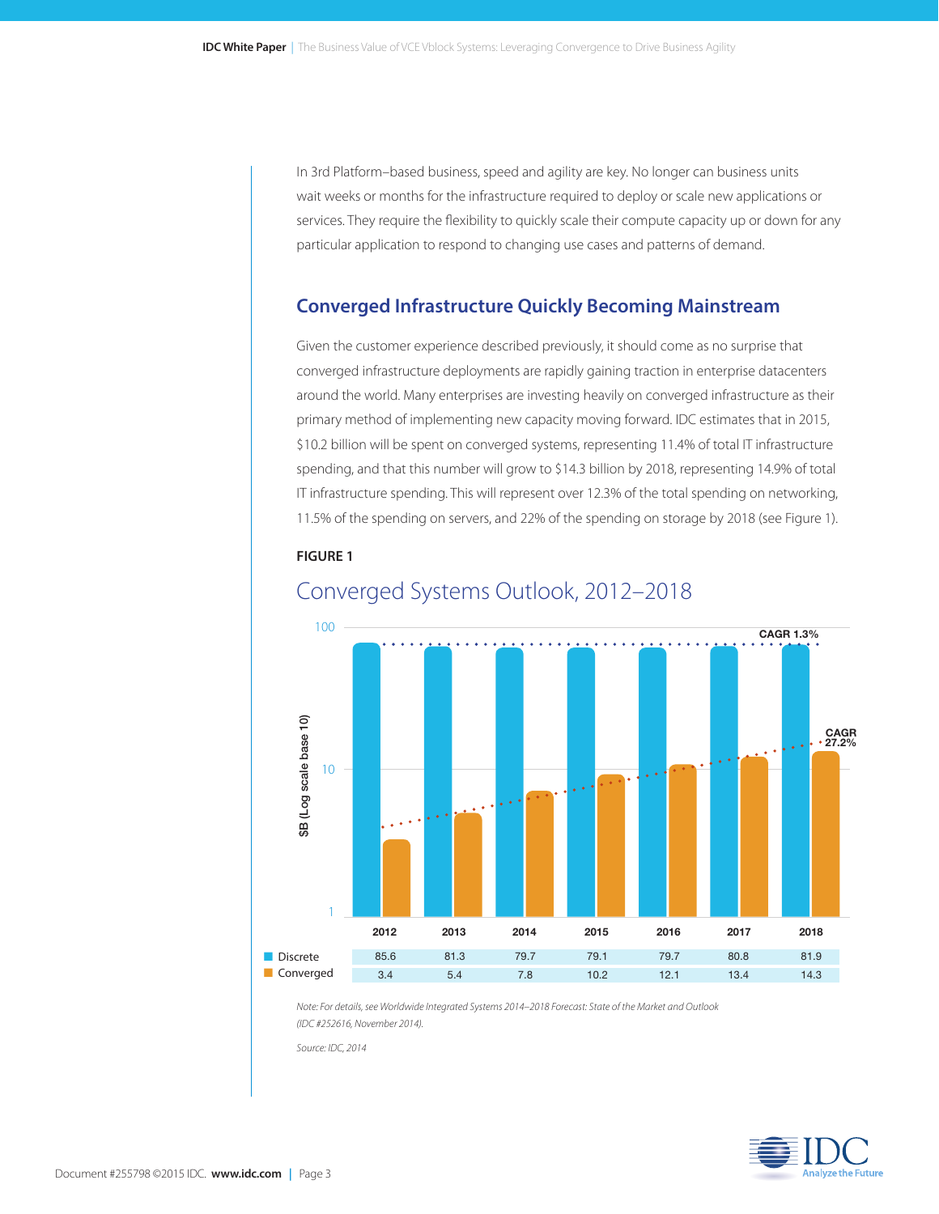In 3rd Platform–based business, speed and agility are key. No longer can business units wait weeks or months for the infrastructure required to deploy or scale new applications or services. They require the flexibility to quickly scale their compute capacity up or down for any particular application to respond to changing use cases and patterns of demand.

## Converged Infrastructure Quickly Becoming Mainstream

Given the customer experience described previously, it should come as no surprise that converged infrastructure deployments are rapidly gaining traction in enterprise datacenters around the world. Many enterprises are investing heavily on converged infrastructure as their primary method of implementing new capacity moving forward. IDC estimates that in 2015, $10.2 billion will be spent on converged systems, representing 11.4% of total IT infrastructure spending, and that this number will grow to $14.3 billion by 2018, representing 14.9% of total IT infrastructure spending. This will represent over 12.3% of the total spending on networking, 11.5% of the spending on servers, and 22% of the spending on storage by 2018 (see Figure 1).

**FIGURE 1**

### Converged Systems Outlook, 2012–2018

$B (Log scale base 10)

CAGR 1.3% (Discrete)

CAGR 27.2% (Converged)

| | 2012 | 2013 | 2014 | 2015 | 2016 | 2017 | 2018 |
|---|---|---|---|---|---|---|---|
| Discrete | 85.6 | 81.3 | 79.7 | 79.1 | 79.7 | 80.8 | 81.9 |
| Converged | 3.4 | 5.4 | 7.8 | 10.2 | 12.1 | 13.4 | 14.3 |

*Note: For details, see Worldwide Integrated Systems 2014–2018 Forecast: State of the Market and Outlook (IDC #252616, November 2014).*

*Source: IDC, 2014*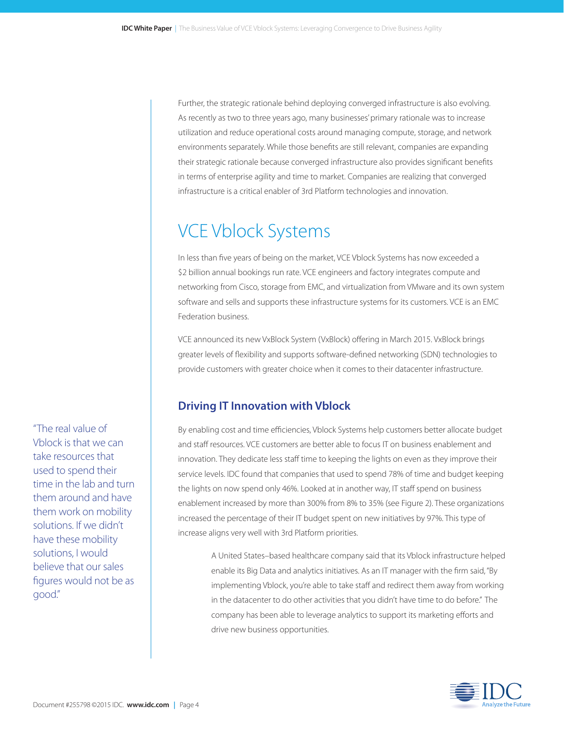Further, the strategic rationale behind deploying converged infrastructure is also evolving. As recently as two to three years ago, many businesses' primary rationale was to increase utilization and reduce operational costs around managing compute, storage, and network environments separately. While those benefits are still relevant, companies are expanding their strategic rationale because converged infrastructure also provides significant benefits in terms of enterprise agility and time to market. Companies are realizing that converged infrastructure is a critical enabler of 3rd Platform technologies and innovation.

# VCE Vblock Systems

In less than five years of being on the market, VCE Vblock Systems has now exceeded a $2 billion annual bookings run rate. VCE engineers and factory integrates compute and networking from Cisco, storage from EMC, and virtualization from VMware and its own system software and sells and supports these infrastructure systems for its customers. VCE is an EMC Federation business.

VCE announced its new VxBlock System (VxBlock) offering in March 2015. VxBlock brings greater levels of flexibility and supports software-defined networking (SDN) technologies to provide customers with greater choice when it comes to their datacenter infrastructure.

## Driving IT Innovation with Vblock

By enabling cost and time efficiencies, Vblock Systems help customers better allocate budget and staff resources. VCE customers are better able to focus IT on business enablement and innovation. They dedicate less staff time to keeping the lights on even as they improve their service levels. IDC found that companies that used to spend 78% of time and budget keeping the lights on now spend only 46%. Looked at in another way, IT staff spend on business enablement increased by more than 300% from 8% to 35% (see Figure 2). These organizations increased the percentage of their IT budget spent on new initiatives by 97%. This type of increase aligns very well with 3rd Platform priorities.

> A United States–based healthcare company said that its Vblock infrastructure helped enable its Big Data and analytics initiatives. As an IT manager with the firm said, "By implementing Vblock, you're able to take staff and redirect them away from working in the datacenter to do other activities that you didn't have time to do before." The company has been able to leverage analytics to support its marketing efforts and drive new business opportunities.

"The real value of Vblock is that we can take resources that used to spend their time in the lab and turn them around and have them work on mobility solutions. If we didn't have these mobility solutions, I would believe that our sales figures would not be as good."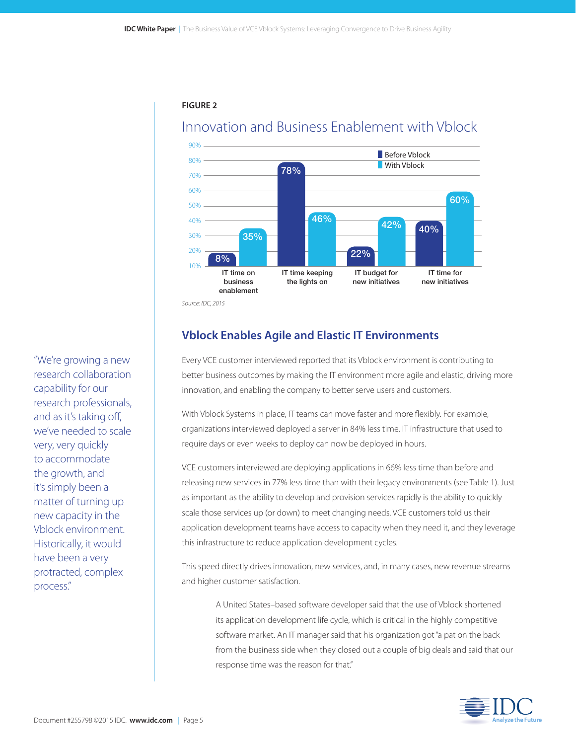**FIGURE 2**

## Innovation and Business Enablement with Vblock

| | Before Vblock | With Vblock |
|---|---|---|
| IT time on business enablement | 8% | 35% |
| IT time keeping the lights on | 78% | 46% |
| IT budget for new initiatives | 22% | 42% |
| IT time for new initiatives | 40% | 60% |

*Source: IDC, 2015*

## Vblock Enables Agile and Elastic IT Environments

Every VCE customer interviewed reported that its Vblock environment is contributing to better business outcomes by making the IT environment more agile and elastic, driving more innovation, and enabling the company to better serve users and customers.

With Vblock Systems in place, IT teams can move faster and more flexibly. For example, organizations interviewed deployed a server in 84% less time. IT infrastructure that used to require days or even weeks to deploy can now be deployed in hours.

VCE customers interviewed are deploying applications in 66% less time than before and releasing new services in 77% less time than with their legacy environments (see Table 1). Just as important as the ability to develop and provision services rapidly is the ability to quickly scale those services up (or down) to meet changing needs. VCE customers told us their application development teams have access to capacity when they need it, and they leverage this infrastructure to reduce application development cycles.

This speed directly drives innovation, new services, and, in many cases, new revenue streams and higher customer satisfaction.

> A United States–based software developer said that the use of Vblock shortened its application development life cycle, which is critical in the highly competitive software market. An IT manager said that his organization got "a pat on the back from the business side when they closed out a couple of big deals and said that our response time was the reason for that."

"We're growing a new research collaboration capability for our research professionals, and as it's taking off, we've needed to scale very, very quickly to accommodate the growth, and it's simply been a matter of turning up new capacity in the Vblock environment. Historically, it would have been a very protracted, complex process."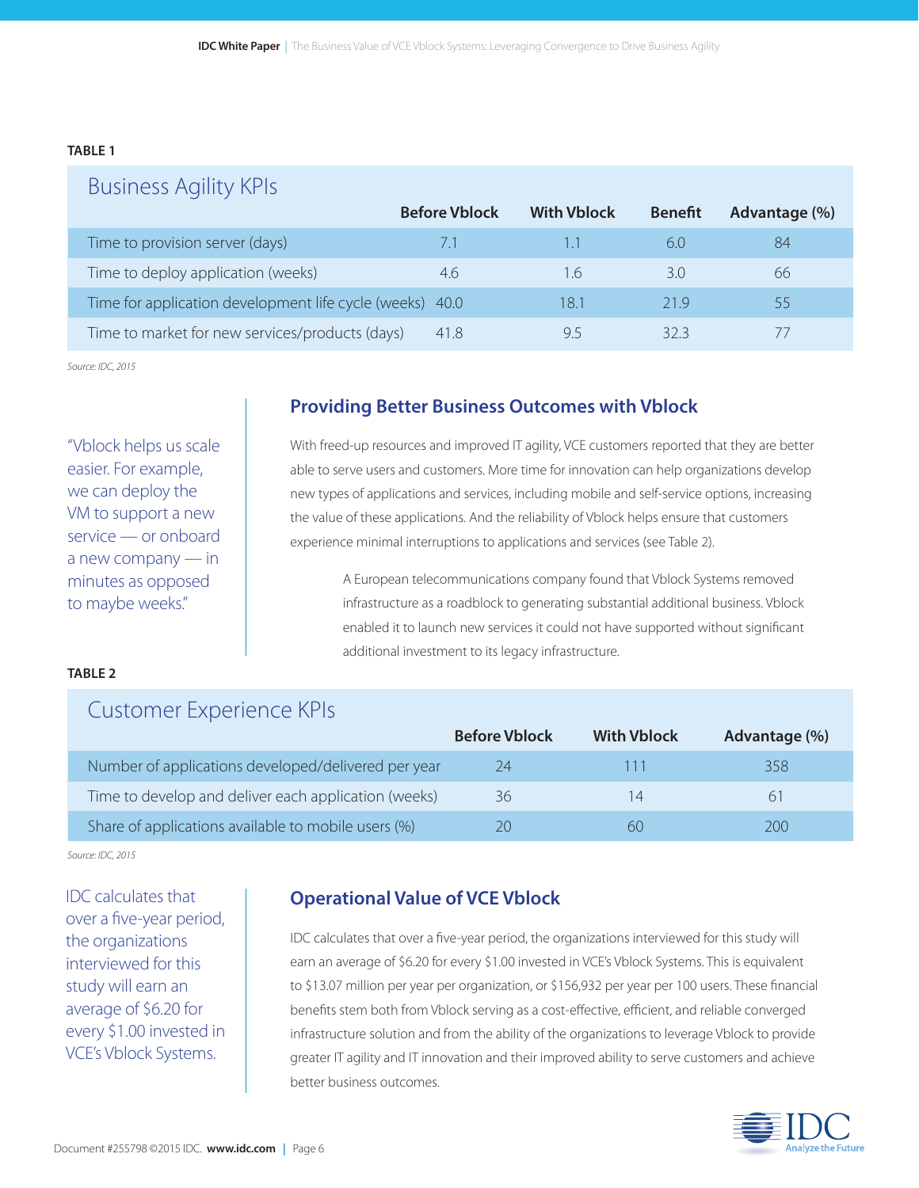**TABLE 1**

**Business Agility KPIs**

| | Before Vblock | With Vblock | Benefit | Advantage (%) |
|---|---|---|---|---|
| Time to provision server (days) | 7.1 | 1.1 | 6.0 | 84 |
| Time to deploy application (weeks) | 4.6 | 1.6 | 3.0 | 66 |
| Time for application development life cycle (weeks) | 40.0 | 18.1 | 21.9 | 55 |
| Time to market for new services/products (days) | 41.8 | 9.5 | 32.3 | 77 |

*Source: IDC, 2015*

> "Vblock helps us scale easier. For example, we can deploy the VM to support a new service — or onboard a new company — in minutes as opposed to maybe weeks."

## Providing Better Business Outcomes with Vblock

With freed-up resources and improved IT agility, VCE customers reported that they are better able to serve users and customers. More time for innovation can help organizations develop new types of applications and services, including mobile and self-service options, increasing the value of these applications. And the reliability of Vblock helps ensure that customers experience minimal interruptions to applications and services (see Table 2).

> A European telecommunications company found that Vblock Systems removed infrastructure as a roadblock to generating substantial additional business. Vblock enabled it to launch new services it could not have supported without significant additional investment to its legacy infrastructure.

**TABLE 2**

**Customer Experience KPIs**

| | Before Vblock | With Vblock | Advantage (%) |
|---|---|---|---|
| Number of applications developed/delivered per year | 24 | 111 | 358 |
| Time to develop and deliver each application (weeks) | 36 | 14 | 61 |
| Share of applications available to mobile users (%) | 20 | 60 | 200 |

*Source: IDC, 2015*

> IDC calculates that over a five-year period, the organizations interviewed for this study will earn an average of $6.20 for every $1.00 invested in VCE's Vblock Systems.

## Operational Value of VCE Vblock

IDC calculates that over a five-year period, the organizations interviewed for this study will earn an average of $6.20 for every $1.00 invested in VCE's Vblock Systems. This is equivalent to $13.07 million per year per organization, or $156,932 per year per 100 users. These financial benefits stem both from Vblock serving as a cost-effective, efficient, and reliable converged infrastructure solution and from the ability of the organizations to leverage Vblock to provide greater IT agility and IT innovation and their improved ability to serve customers and achieve better business outcomes.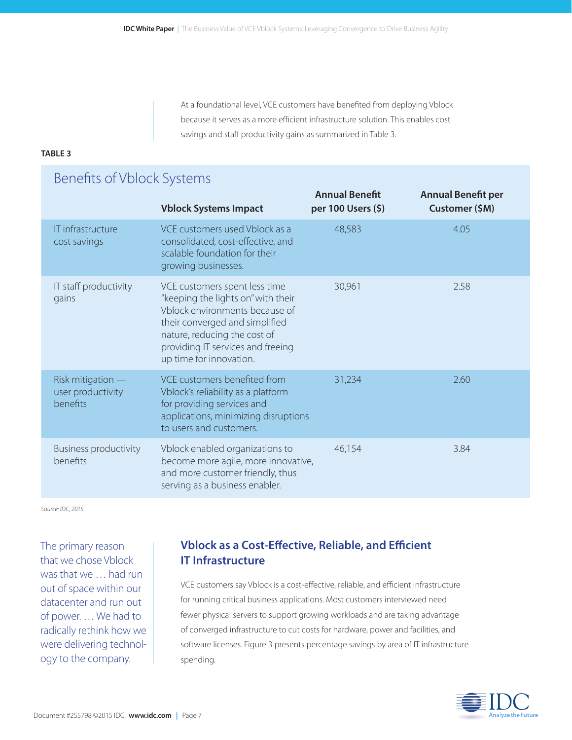At a foundational level, VCE customers have benefited from deploying Vblock because it serves as a more efficient infrastructure solution. This enables cost savings and staff productivity gains as summarized in Table 3.

**TABLE 3**

**Benefits of Vblock Systems**

| | Vblock Systems Impact | Annual Benefit per 100 Users ($) | Annual Benefit per Customer ($M) |
|---|---|---|---|
| IT infrastructure cost savings | VCE customers used Vblock as a consolidated, cost-effective, and scalable foundation for their growing businesses. | 48,583 | 4.05 |
| IT staff productivity gains | VCE customers spent less time "keeping the lights on" with their Vblock environments because of their converged and simplified nature, reducing the cost of providing IT services and freeing up time for innovation. | 30,961 | 2.58 |
| Risk mitigation — user productivity benefits | VCE customers benefited from Vblock's reliability as a platform for providing services and applications, minimizing disruptions to users and customers. | 31,234 | 2.60 |
| Business productivity benefits | Vblock enabled organizations to become more agile, more innovative, and more customer friendly, thus serving as a business enabler. | 46,154 | 3.84 |

*Source: IDC, 2015*

> The primary reason that we chose Vblock was that we … had run out of space within our datacenter and run out of power. … We had to radically rethink how we were delivering technology to the company.

## Vblock as a Cost-Effective, Reliable, and Efficient IT Infrastructure

VCE customers say Vblock is a cost-effective, reliable, and efficient infrastructure for running critical business applications. Most customers interviewed need fewer physical servers to support growing workloads and are taking advantage of converged infrastructure to cut costs for hardware, power and facilities, and software licenses. Figure 3 presents percentage savings by area of IT infrastructure spending.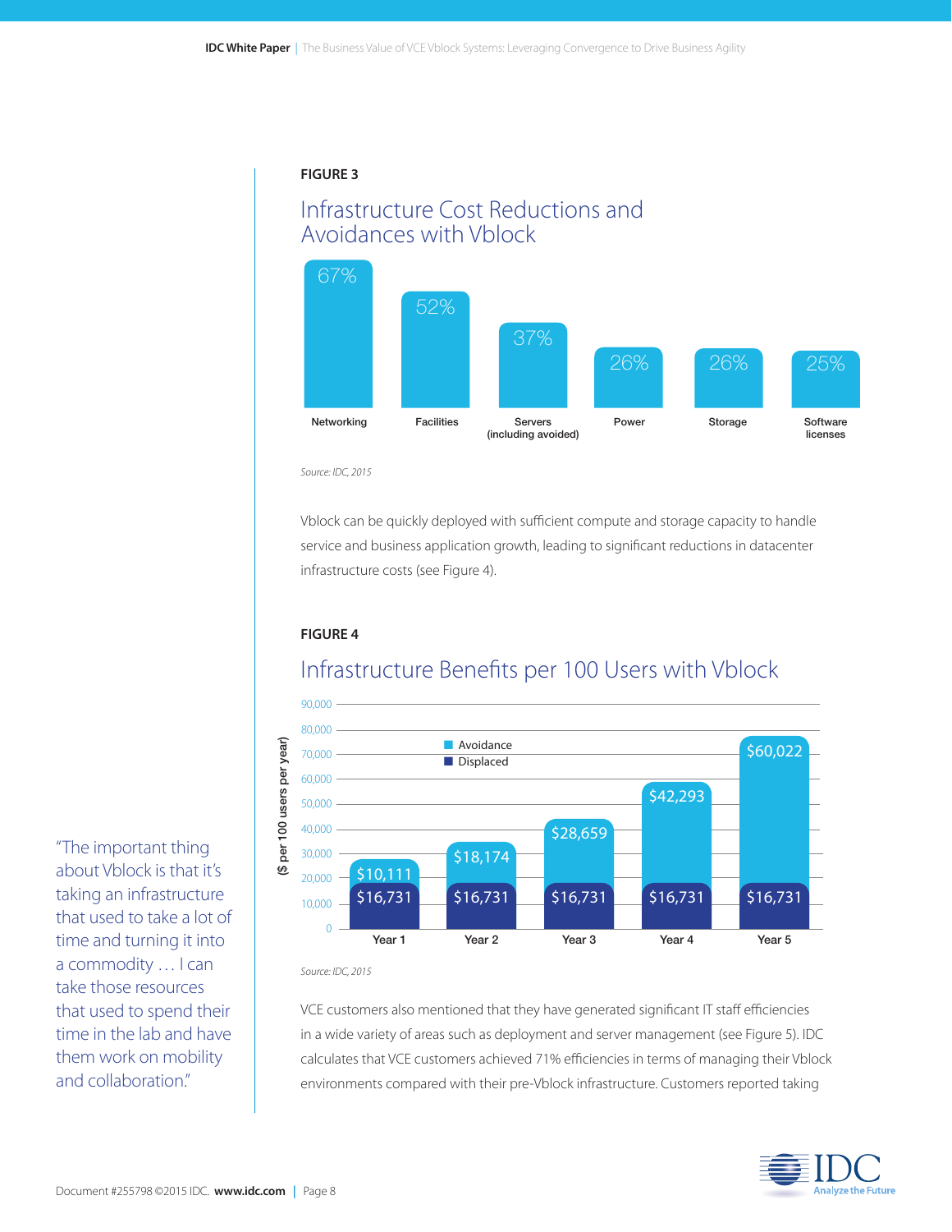**FIGURE 3**

## Infrastructure Cost Reductions and Avoidances with Vblock

| Networking | Facilities | Servers (including avoided) | Power | Storage | Software licenses |
|---|---|---|---|---|---|
| 67% | 52% | 37% | 26% | 26% | 25% |

*Source: IDC, 2015*

Vblock can be quickly deployed with sufficient compute and storage capacity to handle service and business application growth, leading to significant reductions in datacenter infrastructure costs (see Figure 4).

**FIGURE 4**

## Infrastructure Benefits per 100 Users with Vblock

($ per 100 users per year)

| | Year 1 | Year 2 | Year 3 | Year 4 | Year 5 |
|---|---|---|---|---|---|
| Avoidance | $10,111 | $18,174 | $28,659 | $42,293 | $60,022 |
| Displaced | $16,731 | $16,731 | $16,731 | $16,731 | $16,731 |

*Source: IDC, 2015*

VCE customers also mentioned that they have generated significant IT staff efficiencies in a wide variety of areas such as deployment and server management (see Figure 5). IDC calculates that VCE customers achieved 71% efficiencies in terms of managing their Vblock environments compared with their pre-Vblock infrastructure. Customers reported taking

"The important thing about Vblock is that it's taking an infrastructure that used to take a lot of time and turning it into a commodity … I can take those resources that used to spend their time in the lab and have them work on mobility and collaboration."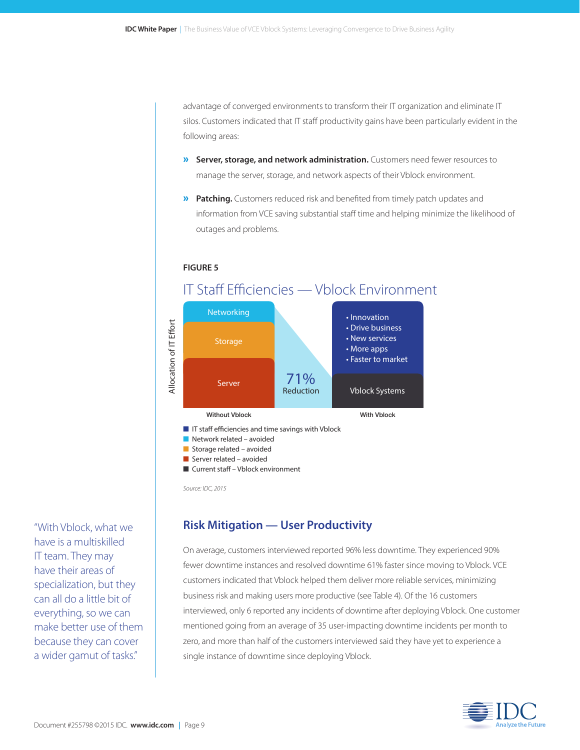advantage of converged environments to transform their IT organization and eliminate IT silos. Customers indicated that IT staff productivity gains have been particularly evident in the following areas:

- **Server, storage, and network administration.** Customers need fewer resources to manage the server, storage, and network aspects of their Vblock environment.
- **Patching.** Customers reduced risk and benefited from timely patch updates and information from VCE saving substantial staff time and helping minimize the likelihood of outages and problems.

**FIGURE 5**

IT Staff Efficiencies — Vblock Environment

Allocation of IT Effort

Without Vblock: Networking, Storage, Server

71% Reduction

With Vblock: Vblock Systems; • Innovation • Drive business • New services • More apps • Faster to market

- IT staff efficiencies and time savings with Vblock
- Network related – avoided
- Storage related – avoided
- Server related – avoided
- Current staff – Vblock environment

*Source: IDC, 2015*

"With Vblock, what we have is a multiskilled IT team. They may have their areas of specialization, but they can all do a little bit of everything, so we can make better use of them because they can cover a wider gamut of tasks."

## Risk Mitigation — User Productivity

On average, customers interviewed reported 96% less downtime. They experienced 90% fewer downtime instances and resolved downtime 61% faster since moving to Vblock. VCE customers indicated that Vblock helped them deliver more reliable services, minimizing business risk and making users more productive (see Table 4). Of the 16 customers interviewed, only 6 reported any incidents of downtime after deploying Vblock. One customer mentioned going from an average of 35 user-impacting downtime incidents per month to zero, and more than half of the customers interviewed said they have yet to experience a single instance of downtime since deploying Vblock.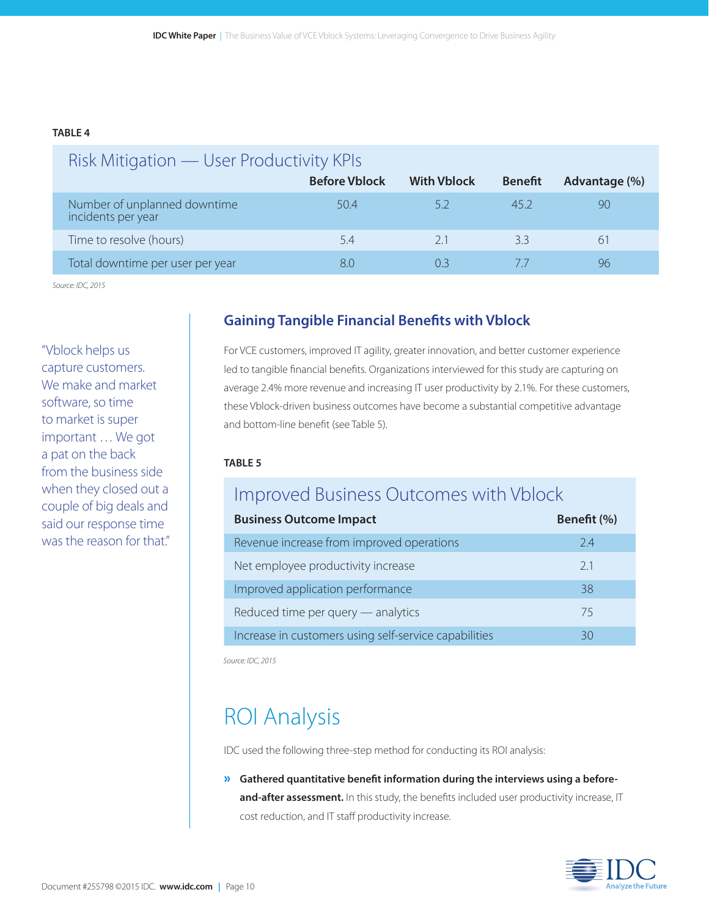**TABLE 4**

| Risk Mitigation — User Productivity KPIs | Before Vblock | With Vblock | Benefit | Advantage (%) |
|---|---|---|---|---|
| Number of unplanned downtime incidents per year | 50.4 | 5.2 | 45.2 | 90 |
| Time to resolve (hours) | 5.4 | 2.1 | 3.3 | 61 |
| Total downtime per user per year | 8.0 | 0.3 | 7.7 | 96 |

*Source: IDC, 2015*

"Vblock helps us capture customers. We make and market software, so time to market is super important … We got a pat on the back from the business side when they closed out a couple of big deals and said our response time was the reason for that."

## Gaining Tangible Financial Benefits with Vblock

For VCE customers, improved IT agility, greater innovation, and better customer experience led to tangible financial benefits. Organizations interviewed for this study are capturing on average 2.4% more revenue and increasing IT user productivity by 2.1%. For these customers, these Vblock-driven business outcomes have become a substantial competitive advantage and bottom-line benefit (see Table 5).

**TABLE 5**

| Improved Business Outcomes with Vblock | |
|---|---|
| **Business Outcome Impact** | **Benefit (%)** |
| Revenue increase from improved operations | 2.4 |
| Net employee productivity increase | 2.1 |
| Improved application performance | 38 |
| Reduced time per query — analytics | 75 |
| Increase in customers using self-service capabilities | 30 |

*Source: IDC, 2015*

# ROI Analysis

IDC used the following three-step method for conducting its ROI analysis:

» **Gathered quantitative benefit information during the interviews using a before-and-after assessment.** In this study, the benefits included user productivity increase, IT cost reduction, and IT staff productivity increase.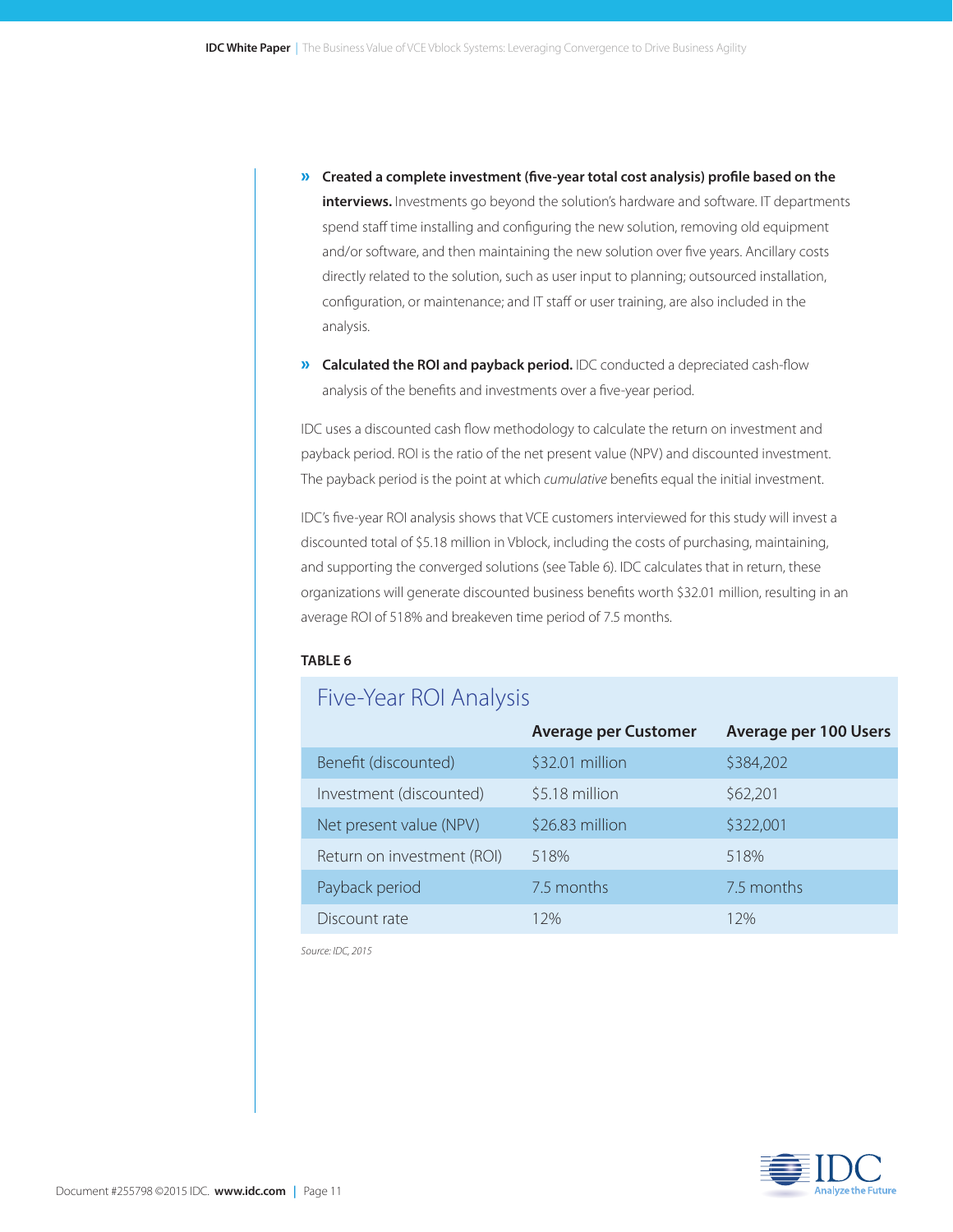- **Created a complete investment (five-year total cost analysis) profile based on the interviews.** Investments go beyond the solution's hardware and software. IT departments spend staff time installing and configuring the new solution, removing old equipment and/or software, and then maintaining the new solution over five years. Ancillary costs directly related to the solution, such as user input to planning; outsourced installation, configuration, or maintenance; and IT staff or user training, are also included in the analysis.
- **Calculated the ROI and payback period.** IDC conducted a depreciated cash-flow analysis of the benefits and investments over a five-year period.

IDC uses a discounted cash flow methodology to calculate the return on investment and payback period. ROI is the ratio of the net present value (NPV) and discounted investment. The payback period is the point at which *cumulative* benefits equal the initial investment.

IDC's five-year ROI analysis shows that VCE customers interviewed for this study will invest a discounted total of $5.18 million in Vblock, including the costs of purchasing, maintaining, and supporting the converged solutions (see Table 6). IDC calculates that in return, these organizations will generate discounted business benefits worth $32.01 million, resulting in an average ROI of 518% and breakeven time period of 7.5 months.

**TABLE 6**

## Five-Year ROI Analysis

| | Average per Customer | Average per 100 Users |
|---|---|---|
| Benefit (discounted) | $32.01 million | $384,202 |
| Investment (discounted) | $5.18 million | $62,201 |
| Net present value (NPV) | $26.83 million | $322,001 |
| Return on investment (ROI) | 518% | 518% |
| Payback period | 7.5 months | 7.5 months |
| Discount rate | 12% | 12% |

*Source: IDC, 2015*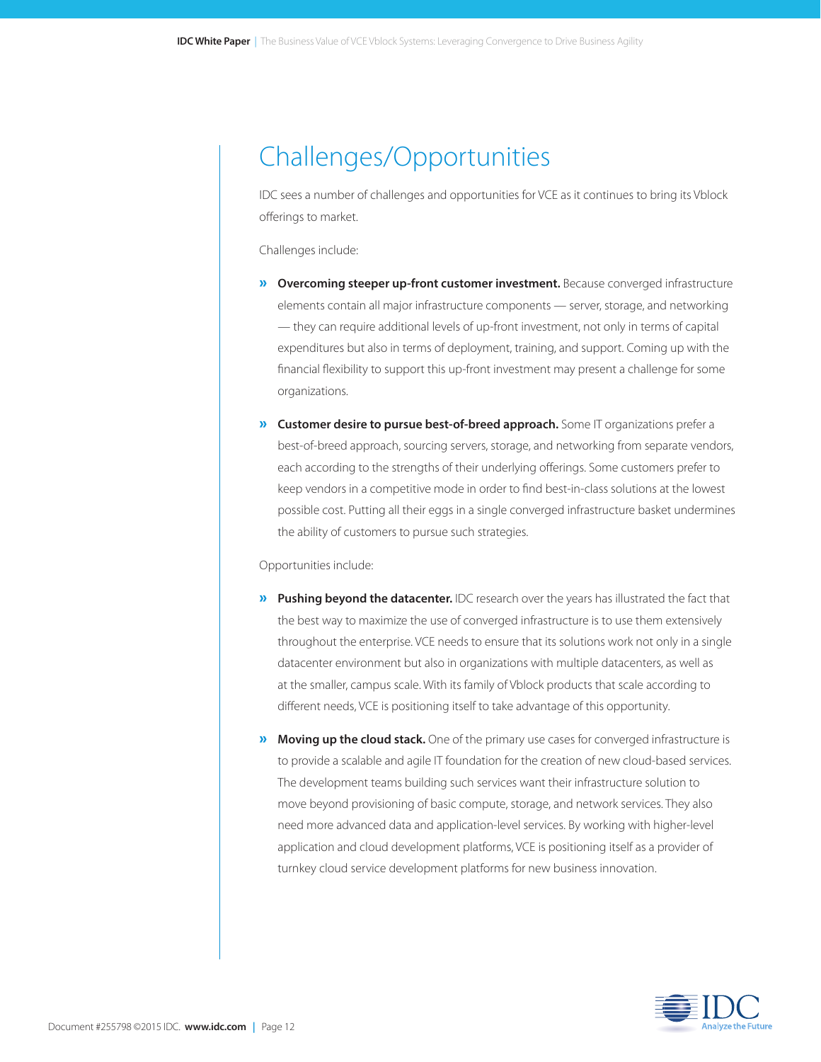# Challenges/Opportunities

IDC sees a number of challenges and opportunities for VCE as it continues to bring its Vblock offerings to market.

Challenges include:

- **Overcoming steeper up-front customer investment.** Because converged infrastructure elements contain all major infrastructure components — server, storage, and networking — they can require additional levels of up-front investment, not only in terms of capital expenditures but also in terms of deployment, training, and support. Coming up with the financial flexibility to support this up-front investment may present a challenge for some organizations.
- **Customer desire to pursue best-of-breed approach.** Some IT organizations prefer a best-of-breed approach, sourcing servers, storage, and networking from separate vendors, each according to the strengths of their underlying offerings. Some customers prefer to keep vendors in a competitive mode in order to find best-in-class solutions at the lowest possible cost. Putting all their eggs in a single converged infrastructure basket undermines the ability of customers to pursue such strategies.

Opportunities include:

- **Pushing beyond the datacenter.** IDC research over the years has illustrated the fact that the best way to maximize the use of converged infrastructure is to use them extensively throughout the enterprise. VCE needs to ensure that its solutions work not only in a single datacenter environment but also in organizations with multiple datacenters, as well as at the smaller, campus scale. With its family of Vblock products that scale according to different needs, VCE is positioning itself to take advantage of this opportunity.
- **Moving up the cloud stack.** One of the primary use cases for converged infrastructure is to provide a scalable and agile IT foundation for the creation of new cloud-based services. The development teams building such services want their infrastructure solution to move beyond provisioning of basic compute, storage, and network services. They also need more advanced data and application-level services. By working with higher-level application and cloud development platforms, VCE is positioning itself as a provider of turnkey cloud service development platforms for new business innovation.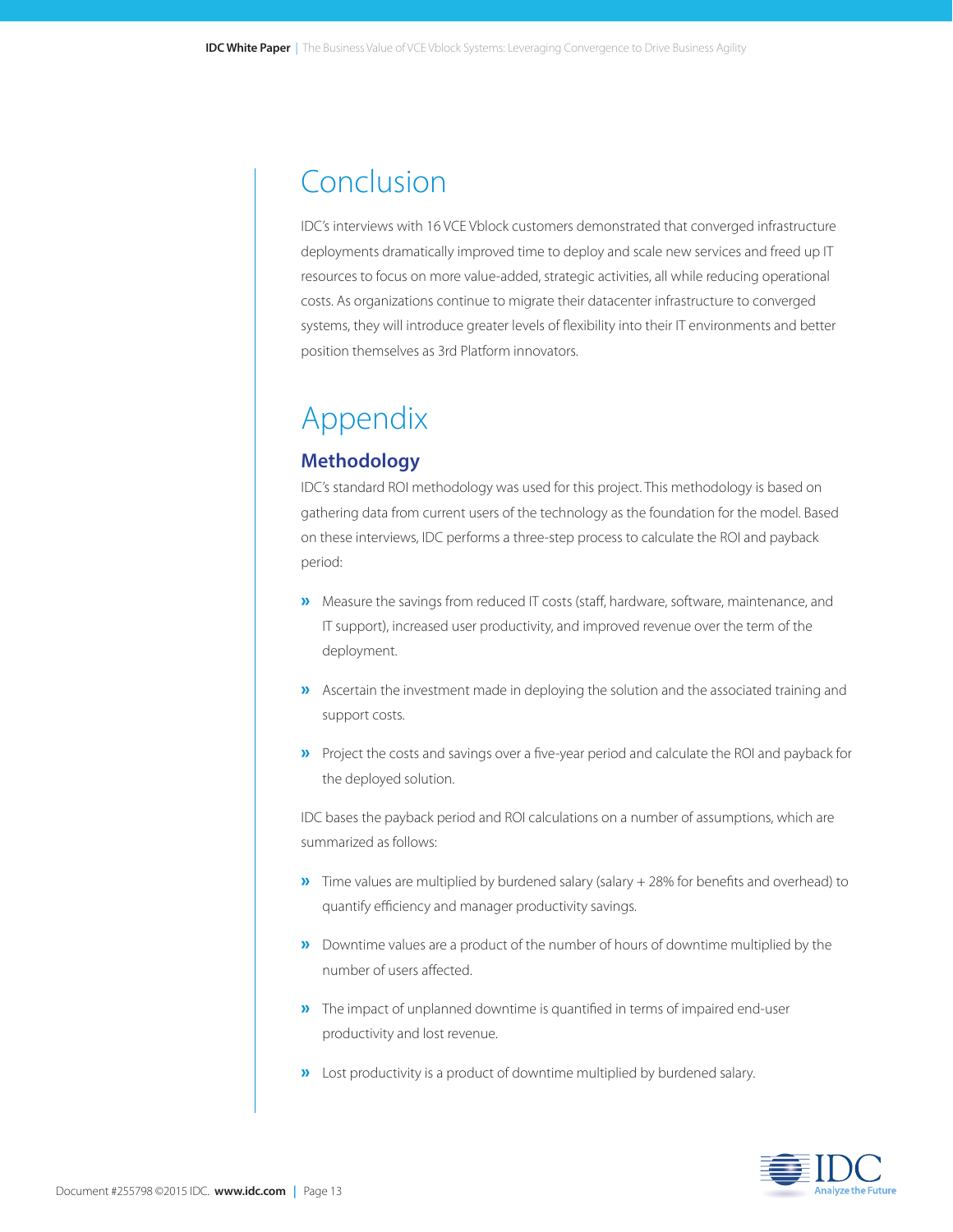# Conclusion

IDC's interviews with 16 VCE Vblock customers demonstrated that converged infrastructure deployments dramatically improved time to deploy and scale new services and freed up IT resources to focus on more value-added, strategic activities, all while reducing operational costs. As organizations continue to migrate their datacenter infrastructure to converged systems, they will introduce greater levels of flexibility into their IT environments and better position themselves as 3rd Platform innovators.

# Appendix

## Methodology

IDC's standard ROI methodology was used for this project. This methodology is based on gathering data from current users of the technology as the foundation for the model. Based on these interviews, IDC performs a three-step process to calculate the ROI and payback period:

- Measure the savings from reduced IT costs (staff, hardware, software, maintenance, and IT support), increased user productivity, and improved revenue over the term of the deployment.
- Ascertain the investment made in deploying the solution and the associated training and support costs.
- Project the costs and savings over a five-year period and calculate the ROI and payback for the deployed solution.

IDC bases the payback period and ROI calculations on a number of assumptions, which are summarized as follows:

- Time values are multiplied by burdened salary (salary + 28% for benefits and overhead) to quantify efficiency and manager productivity savings.
- Downtime values are a product of the number of hours of downtime multiplied by the number of users affected.
- The impact of unplanned downtime is quantified in terms of impaired end-user productivity and lost revenue.
- Lost productivity is a product of downtime multiplied by burdened salary.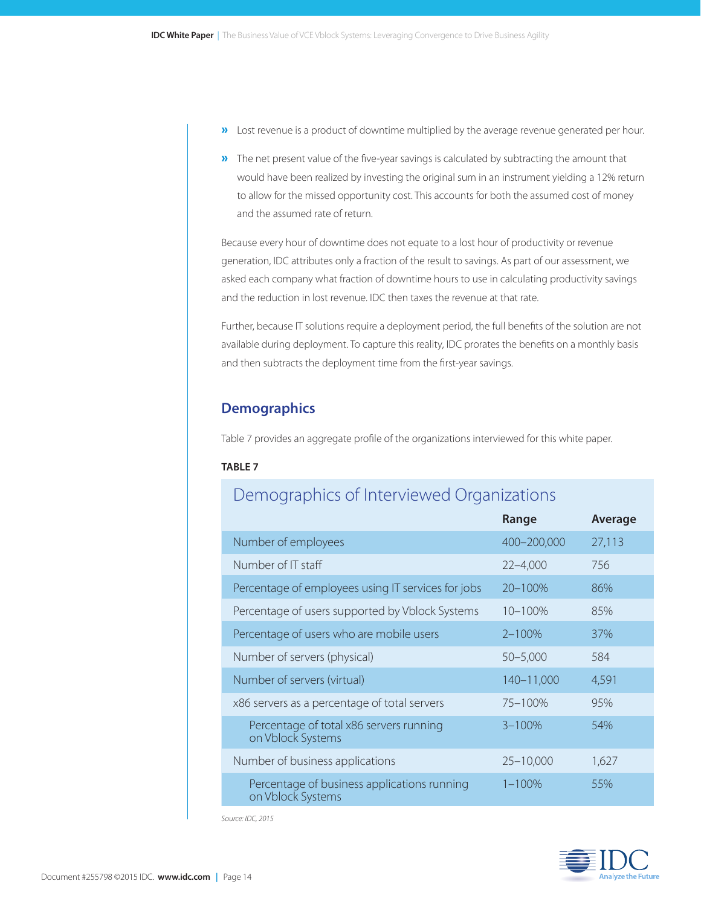- Lost revenue is a product of downtime multiplied by the average revenue generated per hour.
- The net present value of the five-year savings is calculated by subtracting the amount that would have been realized by investing the original sum in an instrument yielding a 12% return to allow for the missed opportunity cost. This accounts for both the assumed cost of money and the assumed rate of return.

Because every hour of downtime does not equate to a lost hour of productivity or revenue generation, IDC attributes only a fraction of the result to savings. As part of our assessment, we asked each company what fraction of downtime hours to use in calculating productivity savings and the reduction in lost revenue. IDC then taxes the revenue at that rate.

Further, because IT solutions require a deployment period, the full benefits of the solution are not available during deployment. To capture this reality, IDC prorates the benefits on a monthly basis and then subtracts the deployment time from the first-year savings.

## Demographics

Table 7 provides an aggregate profile of the organizations interviewed for this white paper.

**TABLE 7**

**Demographics of Interviewed Organizations**

| | Range | Average |
|---|---|---|
| Number of employees | 400–200,000 | 27,113 |
| Number of IT staff | 22–4,000 | 756 |
| Percentage of employees using IT services for jobs | 20–100% | 86% |
| Percentage of users supported by Vblock Systems | 10–100% | 85% |
| Percentage of users who are mobile users | 2–100% | 37% |
| Number of servers (physical) | 50–5,000 | 584 |
| Number of servers (virtual) | 140–11,000 | 4,591 |
| x86 servers as a percentage of total servers | 75–100% | 95% |
| Percentage of total x86 servers running on Vblock Systems | 3–100% | 54% |
| Number of business applications | 25–10,000 | 1,627 |
| Percentage of business applications running on Vblock Systems | 1–100% | 55% |

*Source: IDC, 2015*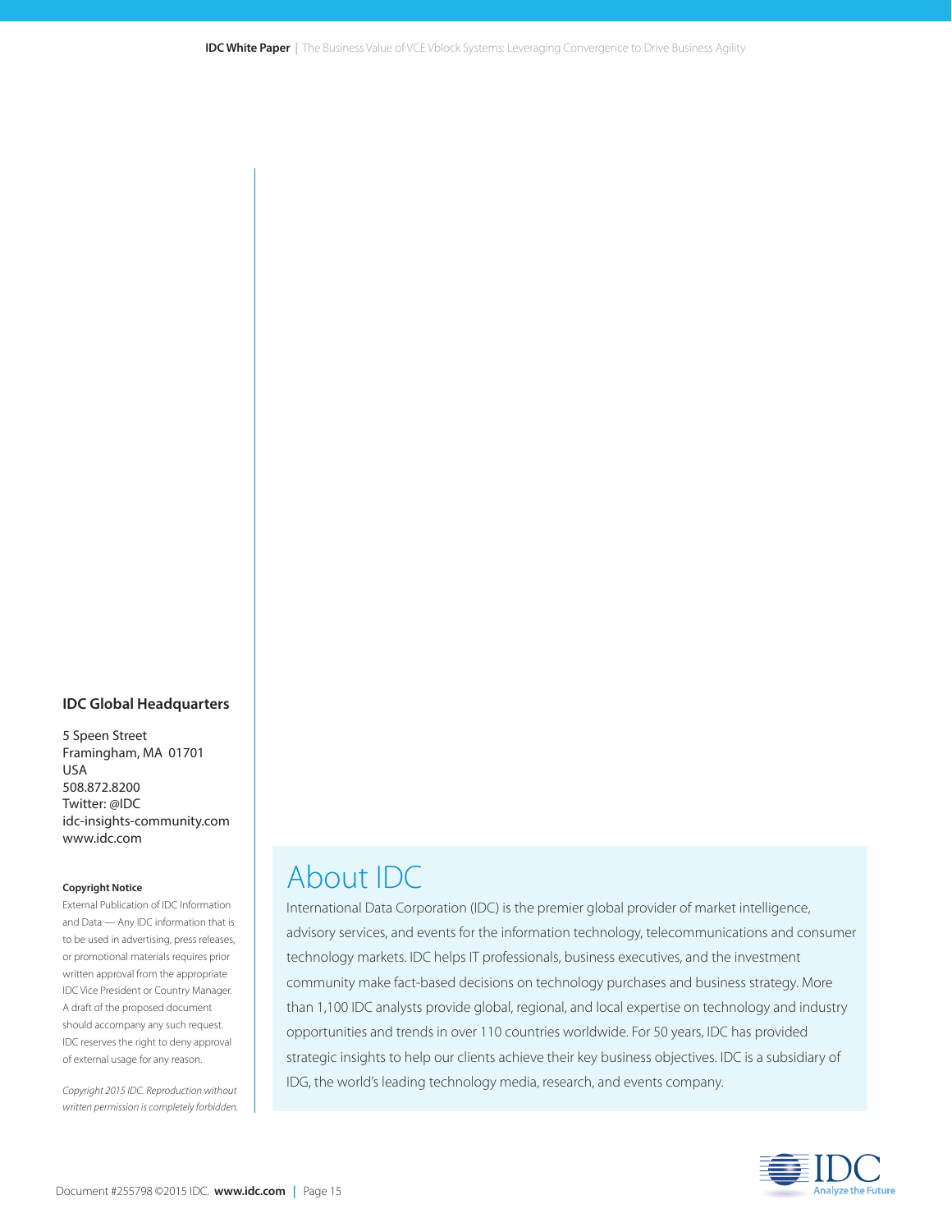**IDC Global Headquarters**

5 Speen Street
Framingham, MA 01701
USA
508.872.8200
Twitter: @IDC
idc-insights-community.com
www.idc.com

**Copyright Notice**

External Publication of IDC Information and Data — Any IDC information that is to be used in advertising, press releases, or promotional materials requires prior written approval from the appropriate IDC Vice President or Country Manager. A draft of the proposed document should accompany any such request. IDC reserves the right to deny approval of external usage for any reason.

*Copyright 2015 IDC. Reproduction without written permission is completely forbidden.*

# About IDC

International Data Corporation (IDC) is the premier global provider of market intelligence, advisory services, and events for the information technology, telecommunications and consumer technology markets. IDC helps IT professionals, business executives, and the investment community make fact-based decisions on technology purchases and business strategy. More than 1,100 IDC analysts provide global, regional, and local expertise on technology and industry opportunities and trends in over 110 countries worldwide. For 50 years, IDC has provided strategic insights to help our clients achieve their key business objectives. IDC is a subsidiary of IDG, the world's leading technology media, research, and events company.

Document #255798 ©2015 IDC. **www.idc.com**

IDC Analyze the Future